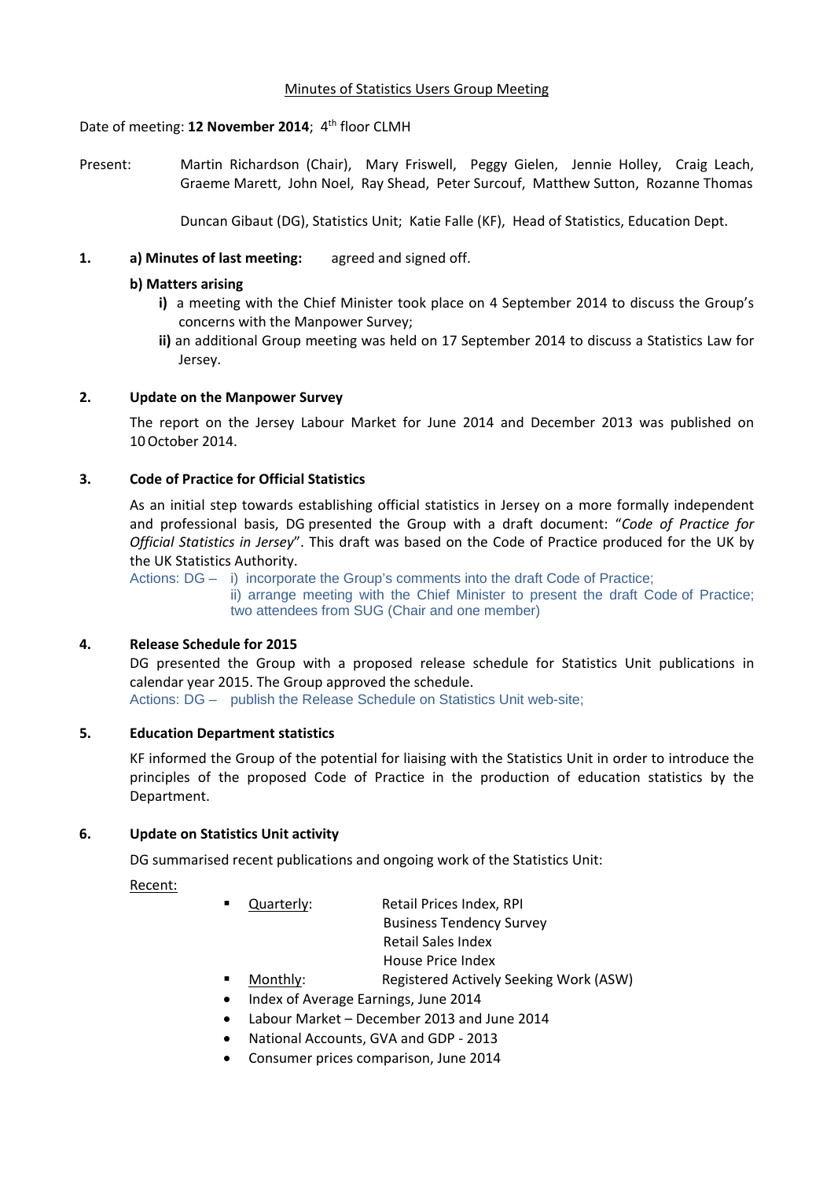<u>Minutes of Statistics Users Group Meeting</u>

Date of meeting: **12 November 2014**; 4th floor CLMH

Present: Martin Richardson (Chair), Mary Friswell, Peggy Gielen, Jennie Holley, Craig Leach, Graeme Marett, John Noel, Ray Shead, Peter Surcouf, Matthew Sutton, Rozanne Thomas

Duncan Gibaut (DG), Statistics Unit; Katie Falle (KF), Head of Statistics, Education Dept.

**1. a) Minutes of last meeting:** agreed and signed off.

**b) Matters arising**

**i)** a meeting with the Chief Minister took place on 4 September 2014 to discuss the Group's concerns with the Manpower Survey;

**ii)** an additional Group meeting was held on 17 September 2014 to discuss a Statistics Law for Jersey.

**2. Update on the Manpower Survey**

The report on the Jersey Labour Market for June 2014 and December 2013 was published on 10 October 2014.

**3. Code of Practice for Official Statistics**

As an initial step towards establishing official statistics in Jersey on a more formally independent and professional basis, DG presented the Group with a draft document: "*Code of Practice for Official Statistics in Jersey*". This draft was based on the Code of Practice produced for the UK by the UK Statistics Authority.

Actions: DG – i) incorporate the Group's comments into the draft Code of Practice;
ii) arrange meeting with the Chief Minister to present the draft Code of Practice; two attendees from SUG (Chair and one member)

**4. Release Schedule for 2015**

DG presented the Group with a proposed release schedule for Statistics Unit publications in calendar year 2015. The Group approved the schedule.

Actions: DG – publish the Release Schedule on Statistics Unit web-site;

**5. Education Department statistics**

KF informed the Group of the potential for liaising with the Statistics Unit in order to introduce the principles of the proposed Code of Practice in the production of education statistics by the Department.

**6. Update on Statistics Unit activity**

DG summarised recent publications and ongoing work of the Statistics Unit:

<u>Recent:</u>

- <u>Quarterly</u>: Retail Prices Index, RPI
  Business Tendency Survey
  Retail Sales Index
  House Price Index
- <u>Monthly</u>: Registered Actively Seeking Work (ASW)
- Index of Average Earnings, June 2014
- Labour Market – December 2013 and June 2014
- National Accounts, GVA and GDP - 2013
- Consumer prices comparison, June 2014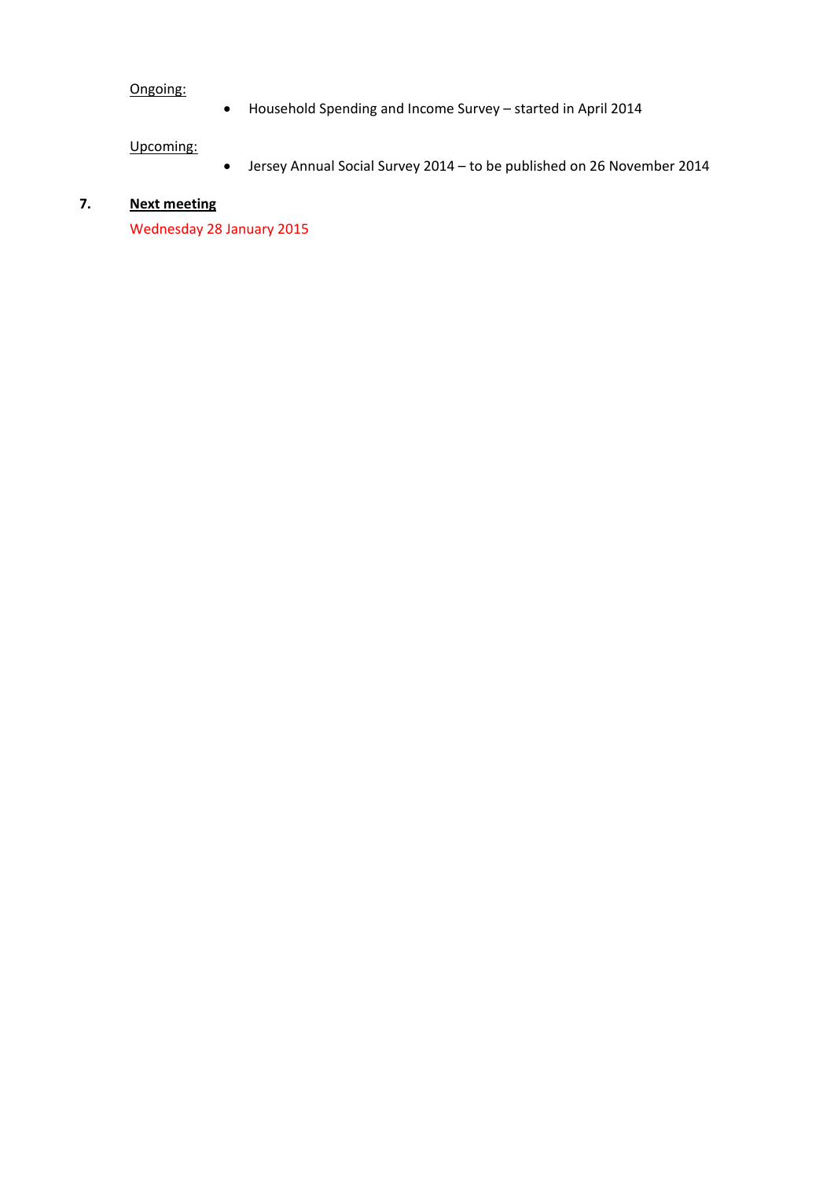Ongoing:

- Household Spending and Income Survey – started in April 2014

Upcoming:

- Jersey Annual Social Survey 2014 – to be published on 26 November 2014

## 7. **Next meeting**

Wednesday 28 January 2015